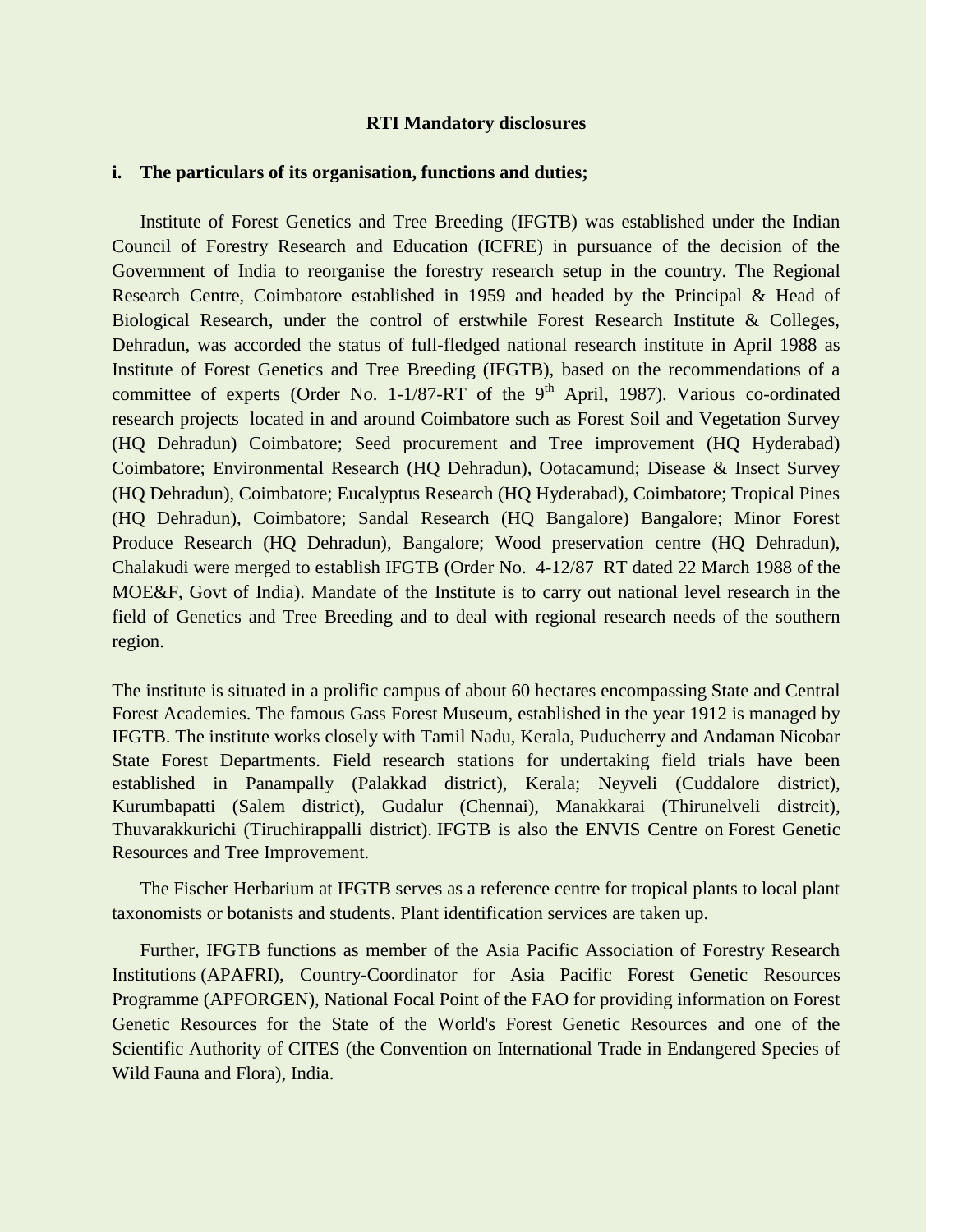**RTI Mandatory disclosures**

**i. The particulars of its organisation, functions and duties;**

Institute of Forest Genetics and Tree Breeding (IFGTB) was established under the Indian Council of Forestry Research and Education (ICFRE) in pursuance of the decision of the Government of India to reorganise the forestry research setup in the country. The Regional Research Centre, Coimbatore established in 1959 and headed by the Principal & Head of Biological Research, under the control of erstwhile Forest Research Institute & Colleges, Dehradun, was accorded the status of full-fledged national research institute in April 1988 as Institute of Forest Genetics and Tree Breeding (IFGTB), based on the recommendations of a committee of experts (Order No. 1-1/87-RT of the 9th April, 1987). Various co-ordinated research projects located in and around Coimbatore such as Forest Soil and Vegetation Survey (HQ Dehradun) Coimbatore; Seed procurement and Tree improvement (HQ Hyderabad) Coimbatore; Environmental Research (HQ Dehradun), Ootacamund; Disease & Insect Survey (HQ Dehradun), Coimbatore; Eucalyptus Research (HQ Hyderabad), Coimbatore; Tropical Pines (HQ Dehradun), Coimbatore; Sandal Research (HQ Bangalore) Bangalore; Minor Forest Produce Research (HQ Dehradun), Bangalore; Wood preservation centre (HQ Dehradun), Chalakudi were merged to establish IFGTB (Order No. 4-12/87 RT dated 22 March 1988 of the MOE&F, Govt of India). Mandate of the Institute is to carry out national level research in the field of Genetics and Tree Breeding and to deal with regional research needs of the southern region.

The institute is situated in a prolific campus of about 60 hectares encompassing State and Central Forest Academies. The famous Gass Forest Museum, established in the year 1912 is managed by IFGTB. The institute works closely with Tamil Nadu, Kerala, Puducherry and Andaman Nicobar State Forest Departments. Field research stations for undertaking field trials have been established in Panampally (Palakkad district), Kerala; Neyveli (Cuddalore district), Kurumbapatti (Salem district), Gudalur (Chennai), Manakkarai (Thirunelveli distrcit), Thuvarakkurichi (Tiruchirappalli district). IFGTB is also the ENVIS Centre on Forest Genetic Resources and Tree Improvement.

The Fischer Herbarium at IFGTB serves as a reference centre for tropical plants to local plant taxonomists or botanists and students. Plant identification services are taken up.

Further, IFGTB functions as member of the Asia Pacific Association of Forestry Research Institutions (APAFRI), Country-Coordinator for Asia Pacific Forest Genetic Resources Programme (APFORGEN), National Focal Point of the FAO for providing information on Forest Genetic Resources for the State of the World's Forest Genetic Resources and one of the Scientific Authority of CITES (the Convention on International Trade in Endangered Species of Wild Fauna and Flora), India.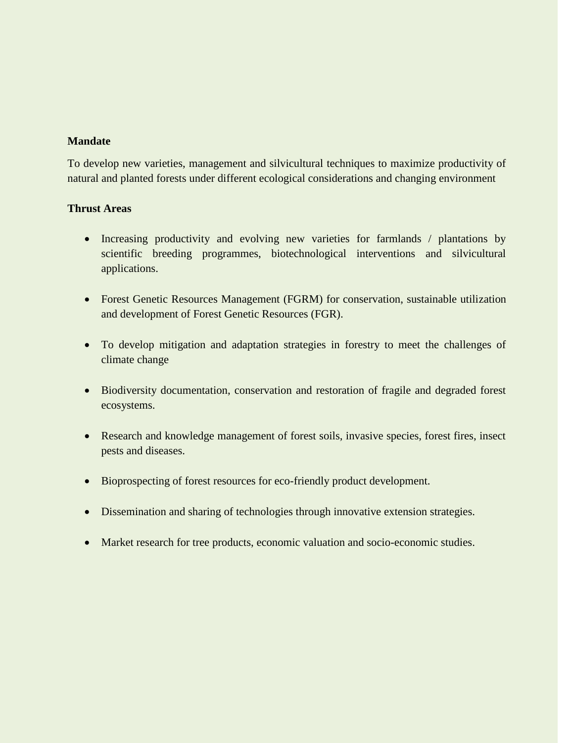**Mandate**

To develop new varieties, management and silvicultural techniques to maximize productivity of natural and planted forests under different ecological considerations and changing environment

**Thrust Areas**

- Increasing productivity and evolving new varieties for farmlands / plantations by scientific breeding programmes, biotechnological interventions and silvicultural applications.
- Forest Genetic Resources Management (FGRM) for conservation, sustainable utilization and development of Forest Genetic Resources (FGR).
- To develop mitigation and adaptation strategies in forestry to meet the challenges of climate change
- Biodiversity documentation, conservation and restoration of fragile and degraded forest ecosystems.
- Research and knowledge management of forest soils, invasive species, forest fires, insect pests and diseases.
- Bioprospecting of forest resources for eco-friendly product development.
- Dissemination and sharing of technologies through innovative extension strategies.
- Market research for tree products, economic valuation and socio-economic studies.